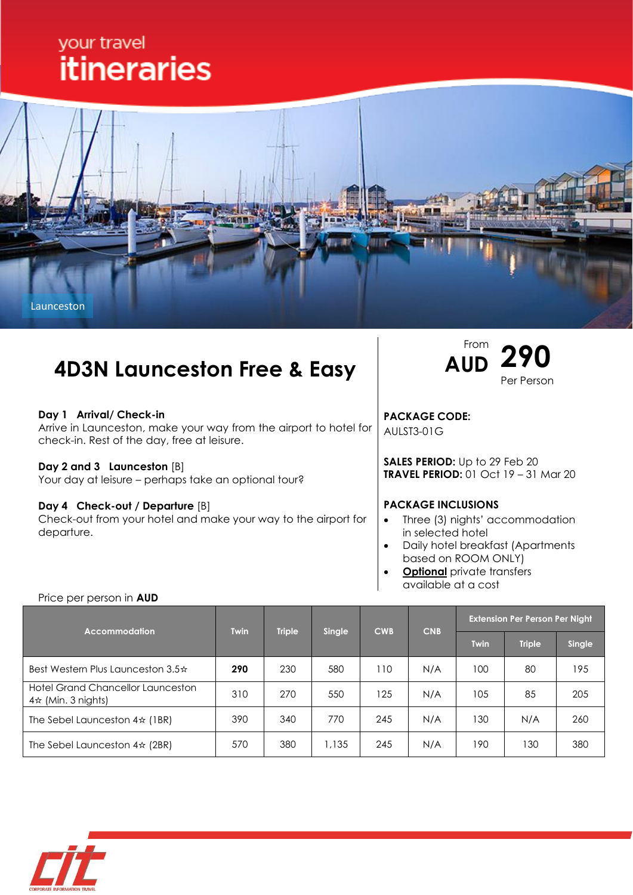your travel
# itineraries

Launceston

# 4D3N Launceston Free & Easy

From **AUD 290** Per Person

**Day 1 Arrival/ Check-in**
Arrive in Launceston, make your way from the airport to hotel for check-in. Rest of the day, free at leisure.

**Day 2 and 3 Launceston** [B]
Your day at leisure – perhaps take an optional tour?

**Day 4 Check-out / Departure** [B]
Check-out from your hotel and make your way to the airport for departure.

**PACKAGE CODE:**
AULST3-01G

**SALES PERIOD:** Up to 29 Feb 20
**TRAVEL PERIOD:** 01 Oct 19 – 31 Mar 20

**PACKAGE INCLUSIONS**

- Three (3) nights' accommodation in selected hotel
- Daily hotel breakfast (Apartments based on ROOM ONLY)
- **Optional** private transfers available at a cost

Price per person in **AUD**

| Accommodation | Twin | Triple | Single | CWB | CNB | Extension Per Person Per Night | | |
|---|---|---|---|---|---|---|---|---|
| | | | | | | Twin | Triple | Single |
| Best Western Plus Launceston 3.5☆ | **290** | 230 | 580 | 110 | N/A | 100 | 80 | 195 |
| Hotel Grand Chancellor Launceston 4☆ (Min. 3 nights) | 310 | 270 | 550 | 125 | N/A | 105 | 85 | 205 |
| The Sebel Launceston 4☆ (1BR) | 390 | 340 | 770 | 245 | N/A | 130 | N/A | 260 |
| The Sebel Launceston 4☆ (2BR) | 570 | 380 | 1,135 | 245 | N/A | 190 | 130 | 380 |

CIT
CORPORATE INFORMATION TRAVEL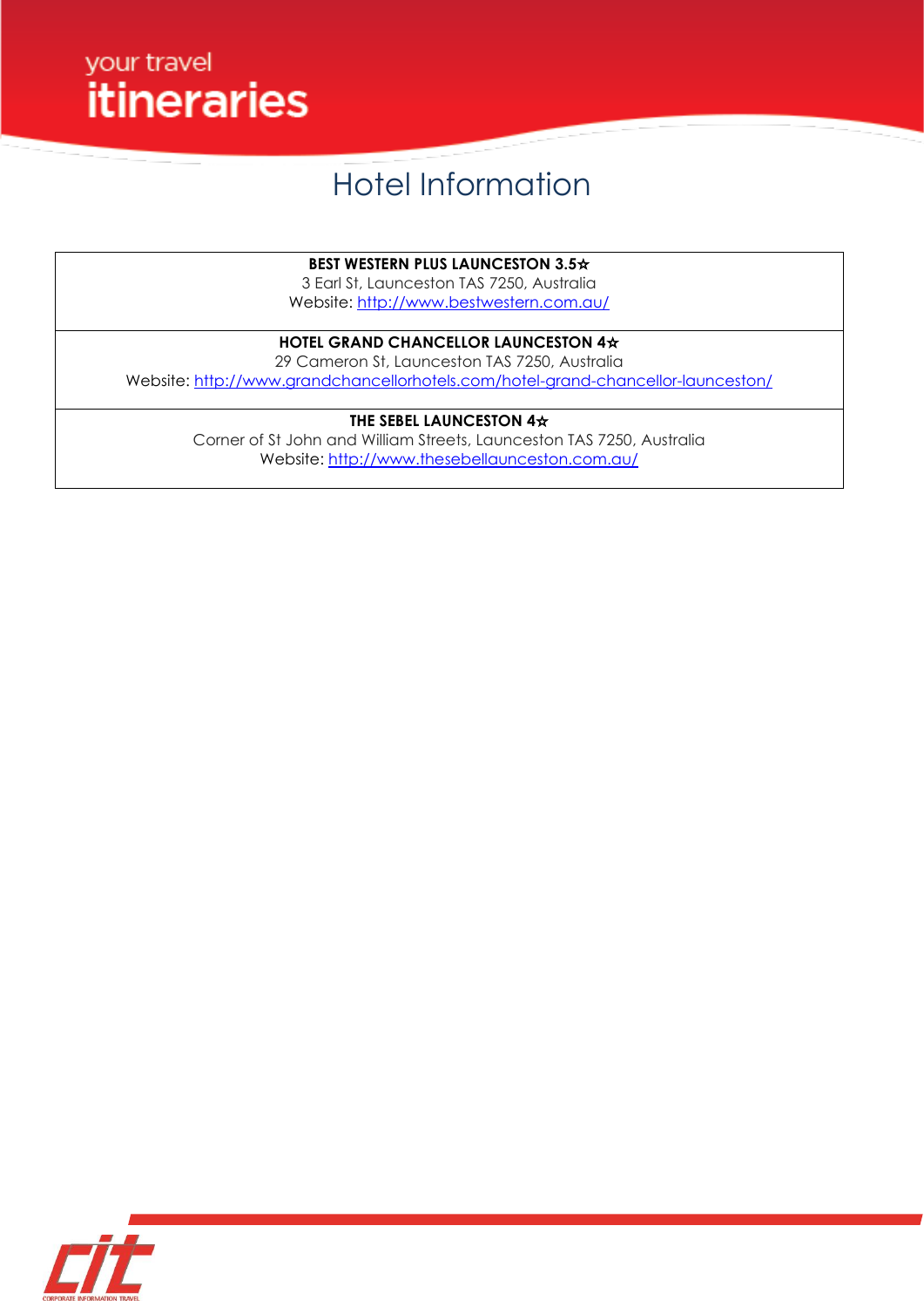# Hotel Information

| **BEST WESTERN PLUS LAUNCESTON 3.5☆**<br>3 Earl St, Launceston TAS 7250, Australia<br>Website: http://www.bestwestern.com.au/ |
|---|
| **HOTEL GRAND CHANCELLOR LAUNCESTON 4☆**<br>29 Cameron St, Launceston TAS 7250, Australia<br>Website: http://www.grandchancellorhotels.com/hotel-grand-chancellor-launceston/ |
| **THE SEBEL LAUNCESTON 4☆**<br>Corner of St John and William Streets, Launceston TAS 7250, Australia<br>Website: http://www.thesebellaunceston.com.au/ |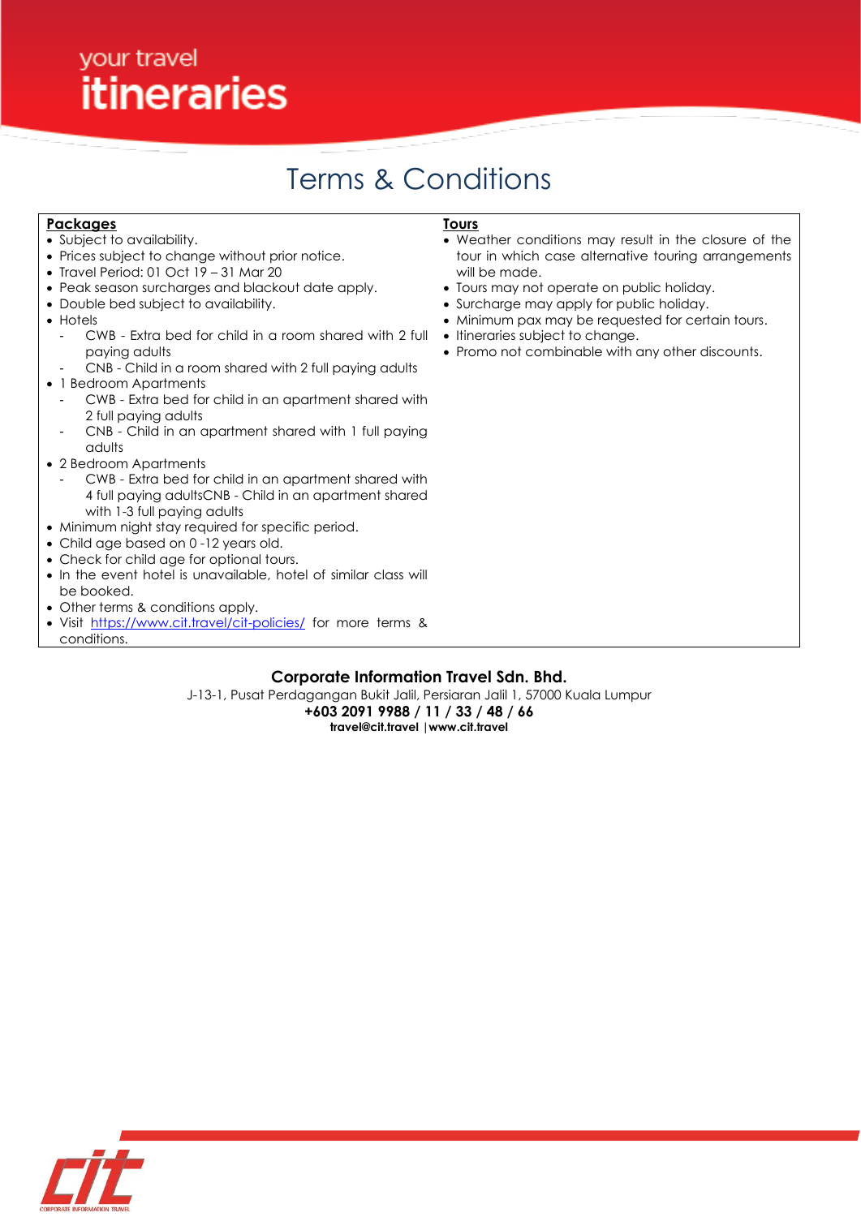# Terms & Conditions

## Packages

- Subject to availability.
- Prices subject to change without prior notice.
- Travel Period: 01 Oct 19 – 31 Mar 20
- Peak season surcharges and blackout date apply.
- Double bed subject to availability.
- Hotels
  - CWB - Extra bed for child in a room shared with 2 full paying adults
  - CNB - Child in a room shared with 2 full paying adults
- 1 Bedroom Apartments
  - CWB - Extra bed for child in an apartment shared with 2 full paying adults
  - CNB - Child in an apartment shared with 1 full paying adults
- 2 Bedroom Apartments
  - CWB - Extra bed for child in an apartment shared with 4 full paying adultsCNB - Child in an apartment shared with 1-3 full paying adults
- Minimum night stay required for specific period.
- Child age based on 0 -12 years old.
- Check for child age for optional tours.
- In the event hotel is unavailable, hotel of similar class will be booked.
- Other terms & conditions apply.
- Visit https://www.cit.travel/cit-policies/ for more terms & conditions.

## Tours

- Weather conditions may result in the closure of the tour in which case alternative touring arrangements will be made.
- Tours may not operate on public holiday.
- Surcharge may apply for public holiday.
- Minimum pax may be requested for certain tours.
- Itineraries subject to change.
- Promo not combinable with any other discounts.

**Corporate Information Travel Sdn. Bhd.**
J-13-1, Pusat Perdagangan Bukit Jalil, Persiaran Jalil 1, 57000 Kuala Lumpur
**+603 2091 9988 / 11 / 33 / 48 / 66**
**travel@cit.travel |www.cit.travel**